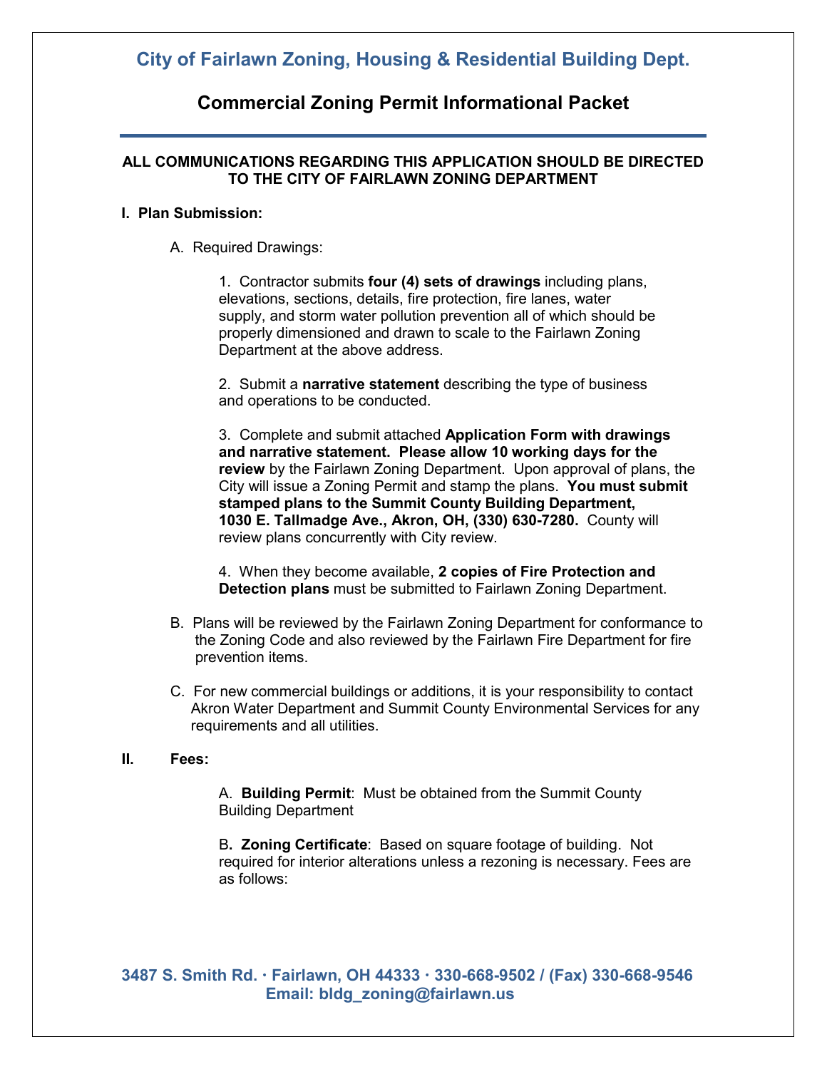# City of Fairlawn Zoning, Housing & Residential Building Dept.

## Commercial Zoning Permit Informational Packet

**ALL COMMUNICATIONS REGARDING THIS APPLICATION SHOULD BE DIRECTED TO THE CITY OF FAIRLAWN ZONING DEPARTMENT**

**I. Plan Submission:**

A. Required Drawings:

1. Contractor submits **four (4) sets of drawings** including plans, elevations, sections, details, fire protection, fire lanes, water supply, and storm water pollution prevention all of which should be properly dimensioned and drawn to scale to the Fairlawn Zoning Department at the above address.

2. Submit a **narrative statement** describing the type of business and operations to be conducted.

3. Complete and submit attached **Application Form with drawings and narrative statement. Please allow 10 working days for the review** by the Fairlawn Zoning Department. Upon approval of plans, the City will issue a Zoning Permit and stamp the plans. **You must submit stamped plans to the Summit County Building Department, 1030 E. Tallmadge Ave., Akron, OH, (330) 630-7280.** County will review plans concurrently with City review.

4. When they become available, **2 copies of Fire Protection and Detection plans** must be submitted to Fairlawn Zoning Department.

B. Plans will be reviewed by the Fairlawn Zoning Department for conformance to the Zoning Code and also reviewed by the Fairlawn Fire Department for fire prevention items.

C. For new commercial buildings or additions, it is your responsibility to contact Akron Water Department and Summit County Environmental Services for any requirements and all utilities.

**II. Fees:**

A. **Building Permit**: Must be obtained from the Summit County Building Department

B**. Zoning Certificate**: Based on square footage of building. Not required for interior alterations unless a rezoning is necessary. Fees are as follows:

**3487 S. Smith Rd. · Fairlawn, OH 44333 · 330-668-9502 / (Fax) 330-668-9546**
**Email: bldg_zoning@fairlawn.us**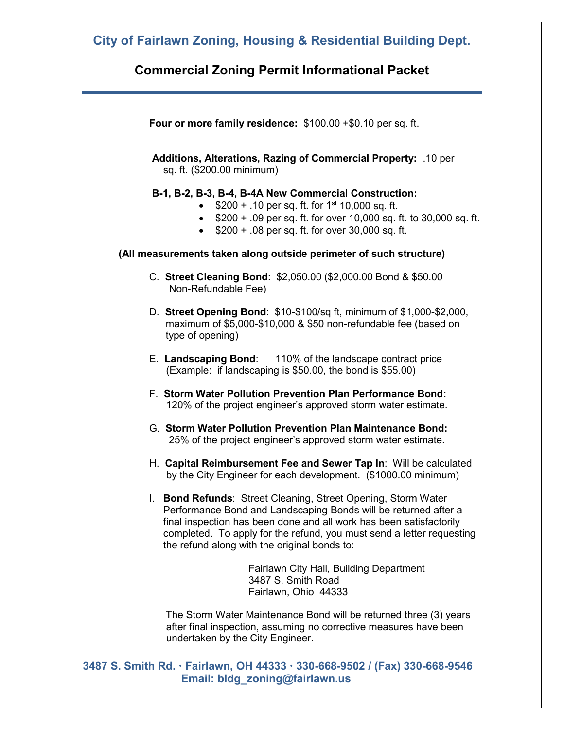City of Fairlawn Zoning, Housing & Residential Building Dept.

## Commercial Zoning Permit Informational Packet

**Four or more family residence:** $100.00 +$0.10 per sq. ft.

**Additions, Alterations, Razing of Commercial Property:** .10 per sq. ft. ($200.00 minimum)

**B-1, B-2, B-3, B-4, B-4A New Commercial Construction:**

- $200 + .10 per sq. ft. for 1st 10,000 sq. ft.
- $200 + .09 per sq. ft. for over 10,000 sq. ft. to 30,000 sq. ft.
- $200 + .08 per sq. ft. for over 30,000 sq. ft.

**(All measurements taken along outside perimeter of such structure)**

C. **Street Cleaning Bond**: $2,050.00 ($2,000.00 Bond & $50.00 Non-Refundable Fee)

D. **Street Opening Bond**: $10-$100/sq ft, minimum of $1,000-$2,000, maximum of $5,000-$10,000 & $50 non-refundable fee (based on type of opening)

E. **Landscaping Bond**: 110% of the landscape contract price (Example: if landscaping is $50.00, the bond is $55.00)

F. **Storm Water Pollution Prevention Plan Performance Bond:** 120% of the project engineer's approved storm water estimate.

G. **Storm Water Pollution Prevention Plan Maintenance Bond:** 25% of the project engineer's approved storm water estimate.

H. **Capital Reimbursement Fee and Sewer Tap In**: Will be calculated by the City Engineer for each development. ($1000.00 minimum)

I. **Bond Refunds**: Street Cleaning, Street Opening, Storm Water Performance Bond and Landscaping Bonds will be returned after a final inspection has been done and all work has been satisfactorily completed. To apply for the refund, you must send a letter requesting the refund along with the original bonds to:

Fairlawn City Hall, Building Department
3487 S. Smith Road
Fairlawn, Ohio 44333

The Storm Water Maintenance Bond will be returned three (3) years after final inspection, assuming no corrective measures have been undertaken by the City Engineer.

3487 S. Smith Rd. · Fairlawn, OH 44333 · 330-668-9502 / (Fax) 330-668-9546
Email: bldg_zoning@fairlawn.us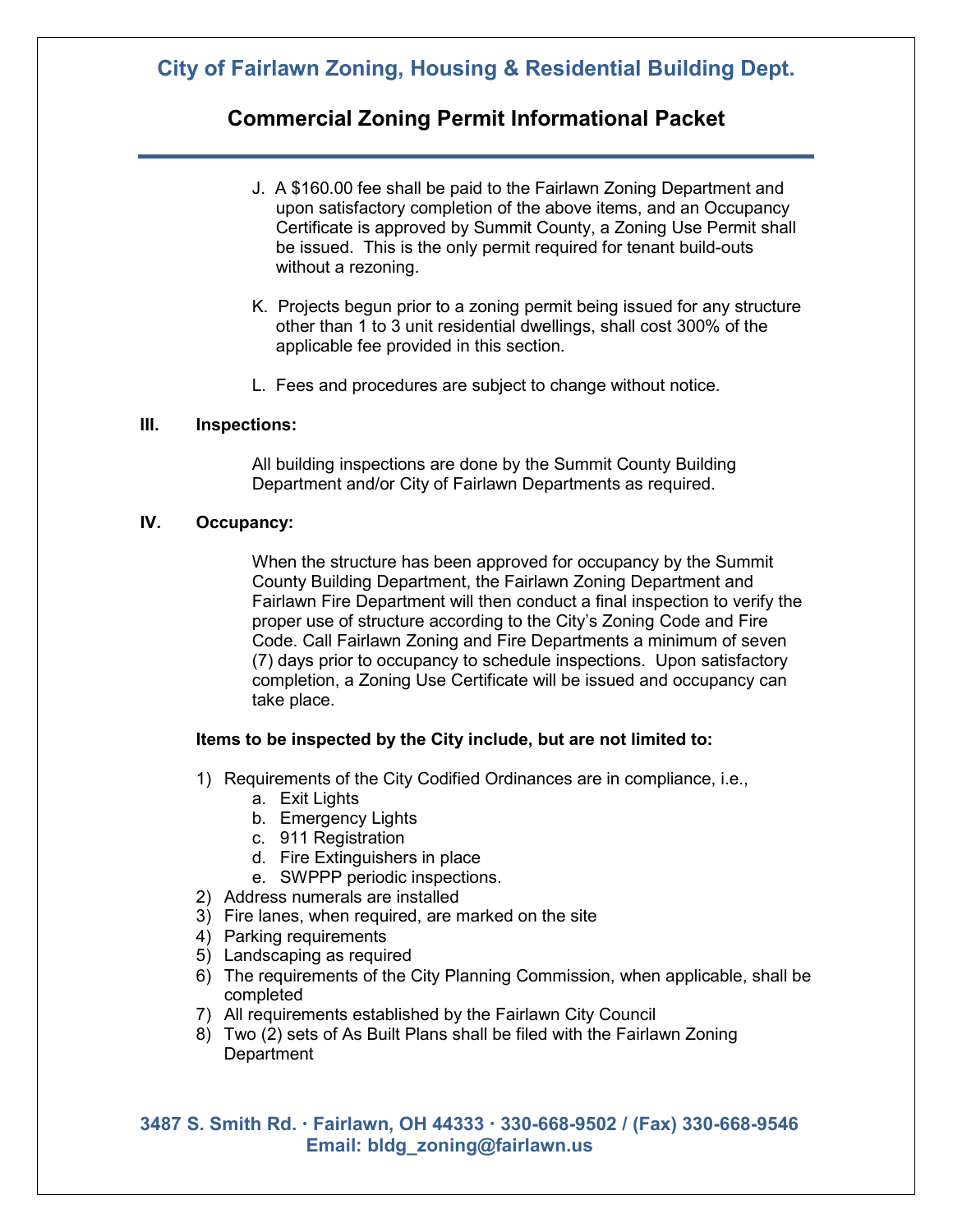J. A $160.00 fee shall be paid to the Fairlawn Zoning Department and upon satisfactory completion of the above items, and an Occupancy Certificate is approved by Summit County, a Zoning Use Permit shall be issued. This is the only permit required for tenant build-outs without a rezoning.

K. Projects begun prior to a zoning permit being issued for any structure other than 1 to 3 unit residential dwellings, shall cost 300% of the applicable fee provided in this section.

L. Fees and procedures are subject to change without notice.

### III. Inspections:

All building inspections are done by the Summit County Building Department and/or City of Fairlawn Departments as required.

### IV. Occupancy:

When the structure has been approved for occupancy by the Summit County Building Department, the Fairlawn Zoning Department and Fairlawn Fire Department will then conduct a final inspection to verify the proper use of structure according to the City's Zoning Code and Fire Code. Call Fairlawn Zoning and Fire Departments a minimum of seven (7) days prior to occupancy to schedule inspections. Upon satisfactory completion, a Zoning Use Certificate will be issued and occupancy can take place.

**Items to be inspected by the City include, but are not limited to:**

1) Requirements of the City Codified Ordinances are in compliance, i.e.,
   a. Exit Lights
   b. Emergency Lights
   c. 911 Registration
   d. Fire Extinguishers in place
   e. SWPPP periodic inspections.
2) Address numerals are installed
3) Fire lanes, when required, are marked on the site
4) Parking requirements
5) Landscaping as required
6) The requirements of the City Planning Commission, when applicable, shall be completed
7) All requirements established by the Fairlawn City Council
8) Two (2) sets of As Built Plans shall be filed with the Fairlawn Zoning Department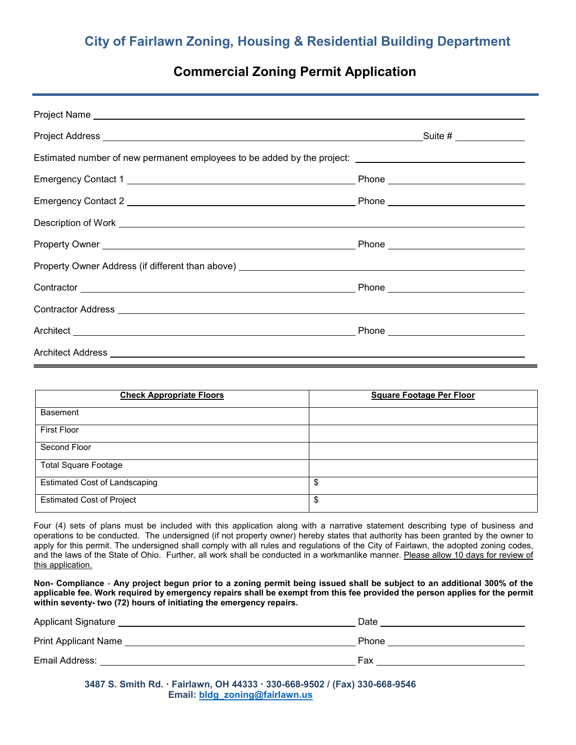## City of Fairlawn Zoning, Housing & Residential Building Department

# Commercial Zoning Permit Application

Project Name ______________________________

Project Address ______________________________ Suite # __________

Estimated number of new permanent employees to be added by the project: __________

Emergency Contact 1 ______________________________ Phone __________

Emergency Contact 2 ______________________________ Phone __________

Description of Work ______________________________

Property Owner ______________________________ Phone __________

Property Owner Address (if different than above) ______________________________

Contractor ______________________________ Phone __________

Contractor Address ______________________________

Architect ______________________________ Phone __________

Architect Address ______________________________

| Check Appropriate Floors | Square Footage Per Floor |
|---|---|
| Basement | |
| First Floor | |
| Second Floor | |
| Total Square Footage | |
| Estimated Cost of Landscaping | $ |
| Estimated Cost of Project | $ |

Four (4) sets of plans must be included with this application along with a narrative statement describing type of business and operations to be conducted. The undersigned (if not property owner) hereby states that authority has been granted by the owner to apply for this permit. The undersigned shall comply with all rules and regulations of the City of Fairlawn, the adopted zoning codes, and the laws of the State of Ohio. Further, all work shall be conducted in a workmanlike manner. Please allow 10 days for review of this application.

**Non- Compliance - Any project begun prior to a zoning permit being issued shall be subject to an additional 300% of the applicable fee. Work required by emergency repairs shall be exempt from this fee provided the person applies for the permit within seventy- two (72) hours of initiating the emergency repairs.**

Applicant Signature ______________________________ Date __________

Print Applicant Name ______________________________ Phone __________

Email Address: ______________________________ Fax __________

**3487 S. Smith Rd. · Fairlawn, OH 44333 · 330-668-9502 / (Fax) 330-668-9546**
**Email: bldg_zoning@fairlawn.us**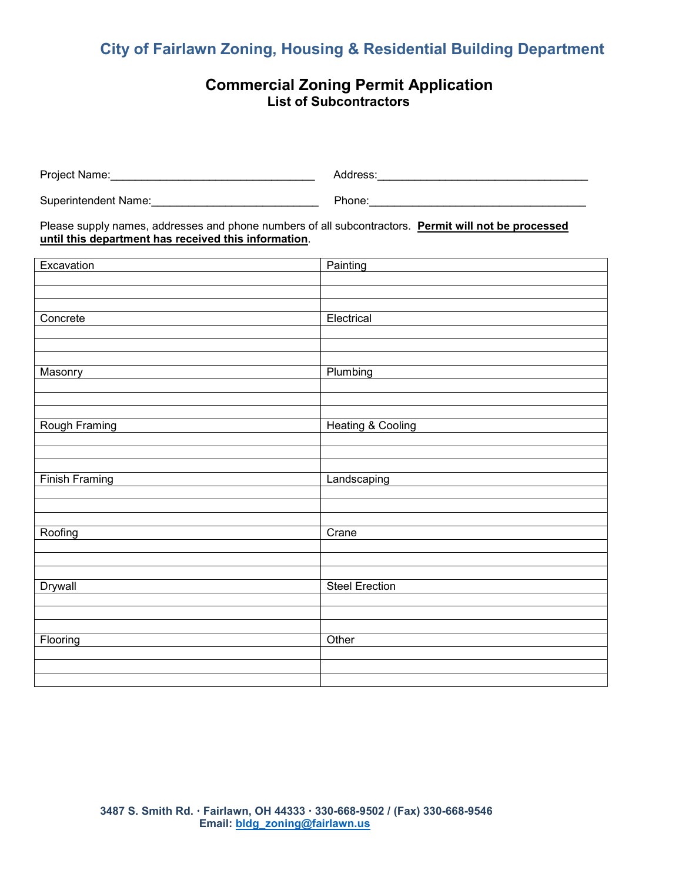## City of Fairlawn Zoning, Housing & Residential Building Department

# Commercial Zoning Permit Application

### List of Subcontractors

Project Name:_________________________________ Address:__________________________________

Superintendent Name:___________________________ Phone:___________________________________

Please supply names, addresses and phone numbers of all subcontractors. **Permit will not be processed until this department has received this information**.

| | |
|---|---|
| Excavation | Painting |
| | |
| | |
| | |
| Concrete | Electrical |
| | |
| | |
| | |
| Masonry | Plumbing |
| | |
| | |
| | |
| Rough Framing | Heating & Cooling |
| | |
| | |
| | |
| Finish Framing | Landscaping |
| | |
| | |
| | |
| Roofing | Crane |
| | |
| | |
| | |
| Drywall | Steel Erection |
| | |
| | |
| | |
| Flooring | Other |
| | |
| | |
| | |

**3487 S. Smith Rd. · Fairlawn, OH 44333 · 330-668-9502 / (Fax) 330-668-9546**
**Email: bldg_zoning@fairlawn.us**